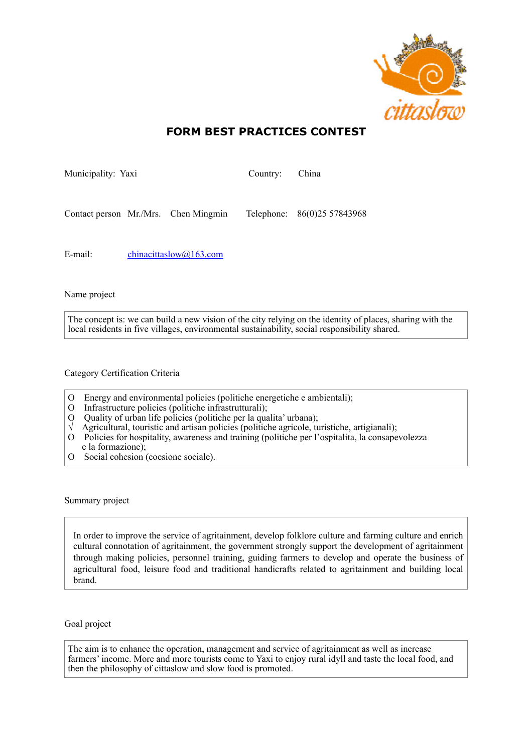# FORM BEST PRACTICES CONTEST

Municipality: Yaxi Country: China

Contact person Mr./Mrs. Chen Mingmin Telephone: 86(0)25 57843968

E-mail: chinacittaslow@163.com

Name project

The concept is: we can build a new vision of the city relying on the identity of places, sharing with the local residents in five villages, environmental sustainability, social responsibility shared.

Category Certification Criteria

- O Energy and environmental policies (politiche energetiche e ambientali);
- O Infrastructure policies (politiche infrastrutturali);
- O Quality of urban life policies (politiche per la qualita' urbana);
- √ Agricultural, touristic and artisan policies (politiche agricole, turistiche, artigianali);
- O Policies for hospitality, awareness and training (politiche per l'ospitalita, la consapevolezza e la formazione);
- O Social cohesion (coesione sociale).

Summary project

In order to improve the service of agritainment, develop folklore culture and farming culture and enrich cultural connotation of agritainment, the government strongly support the development of agritainment through making policies, personnel training, guiding farmers to develop and operate the business of agricultural food, leisure food and traditional handicrafts related to agritainment and building local brand.

Goal project

The aim is to enhance the operation, management and service of agritainment as well as increase farmers' income. More and more tourists come to Yaxi to enjoy rural idyll and taste the local food, and then the philosophy of cittaslow and slow food is promoted.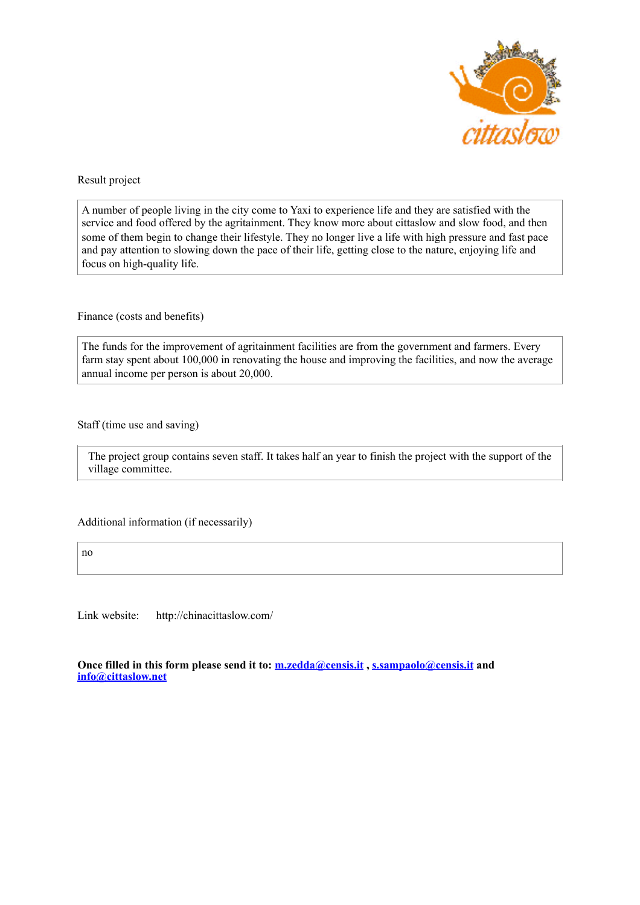Result project

A number of people living in the city come to Yaxi to experience life and they are satisfied with the service and food offered by the agritainment. They know more about cittaslow and slow food, and then some of them begin to change their lifestyle. They no longer live a life with high pressure and fast pace and pay attention to slowing down the pace of their life, getting close to the nature, enjoying life and focus on high-quality life.

Finance (costs and benefits)

The funds for the improvement of agritainment facilities are from the government and farmers. Every farm stay spent about 100,000 in renovating the house and improving the facilities, and now the average annual income per person is about 20,000.

Staff (time use and saving)

The project group contains seven staff. It takes half an year to finish the project with the support of the village committee.

Additional information (if necessarily)

no

Link website: http://chinacittaslow.com/

**Once filled in this form please send it to: m.zedda@censis.it , s.sampaolo@censis.it and info@cittaslow.net**